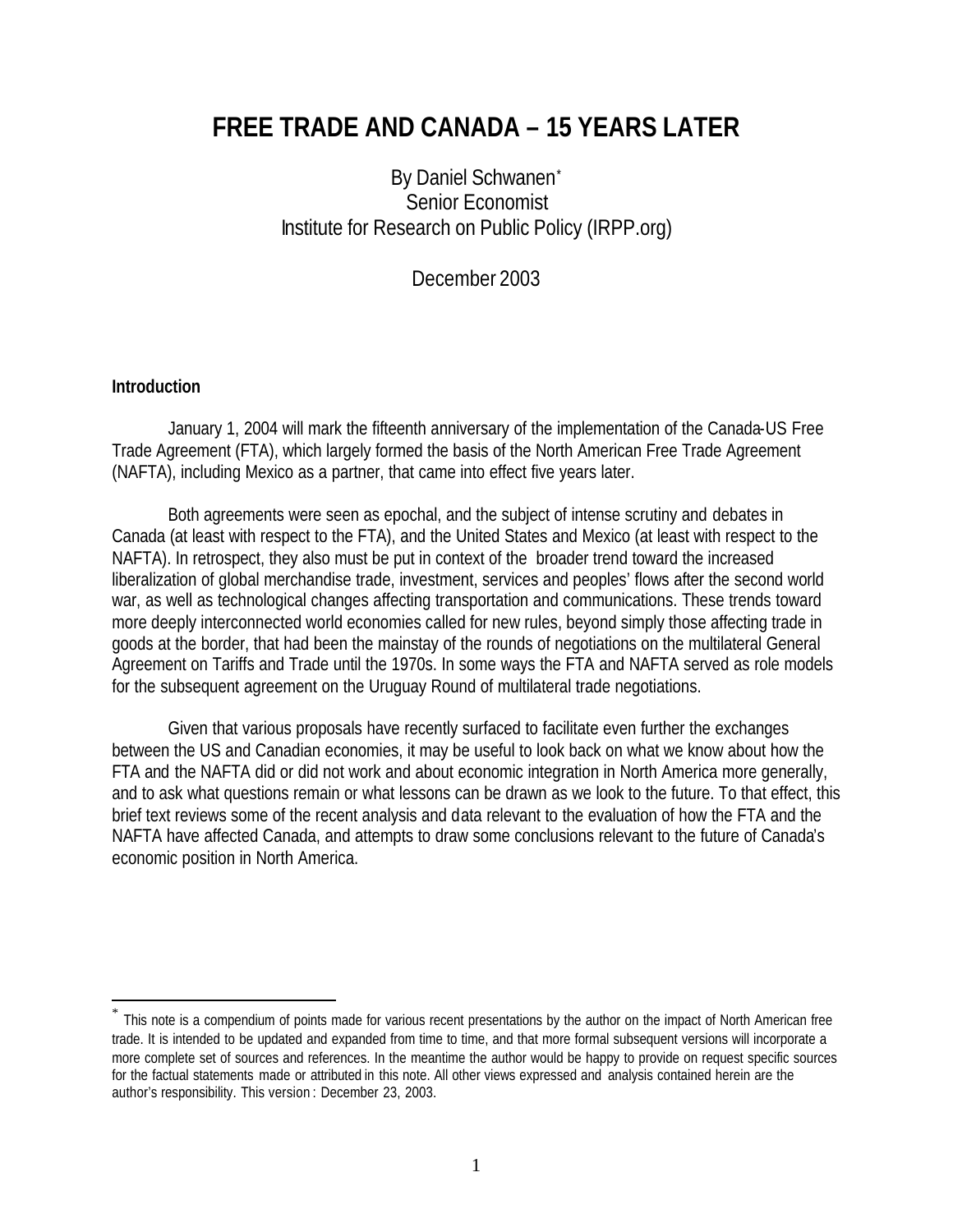# FREE TRADE AND CANADA – 15 YEARS LATER

By Daniel Schwanen[*]
Senior Economist
Institute for Research on Public Policy (IRPP.org)

December 2003

**Introduction**

January 1, 2004 will mark the fifteenth anniversary of the implementation of the Canada-US Free Trade Agreement (FTA), which largely formed the basis of the North American Free Trade Agreement (NAFTA), including Mexico as a partner, that came into effect five years later.

Both agreements were seen as epochal, and the subject of intense scrutiny and debates in Canada (at least with respect to the FTA), and the United States and Mexico (at least with respect to the NAFTA). In retrospect, they also must be put in context of the broader trend toward the increased liberalization of global merchandise trade, investment, services and peoples' flows after the second world war, as well as technological changes affecting transportation and communications. These trends toward more deeply interconnected world economies called for new rules, beyond simply those affecting trade in goods at the border, that had been the mainstay of the rounds of negotiations on the multilateral General Agreement on Tariffs and Trade until the 1970s. In some ways the FTA and NAFTA served as role models for the subsequent agreement on the Uruguay Round of multilateral trade negotiations.

Given that various proposals have recently surfaced to facilitate even further the exchanges between the US and Canadian economies, it may be useful to look back on what we know about how the FTA and the NAFTA did or did not work and about economic integration in North America more generally, and to ask what questions remain or what lessons can be drawn as we look to the future. To that effect, this brief text reviews some of the recent analysis and data relevant to the evaluation of how the FTA and the NAFTA have affected Canada, and attempts to draw some conclusions relevant to the future of Canada's economic position in North America.

---

[*] This note is a compendium of points made for various recent presentations by the author on the impact of North American free trade. It is intended to be updated and expanded from time to time, and that more formal subsequent versions will incorporate a more complete set of sources and references. In the meantime the author would be happy to provide on request specific sources for the factual statements made or attributed in this note. All other views expressed and analysis contained herein are the author's responsibility. This version: December 23, 2003.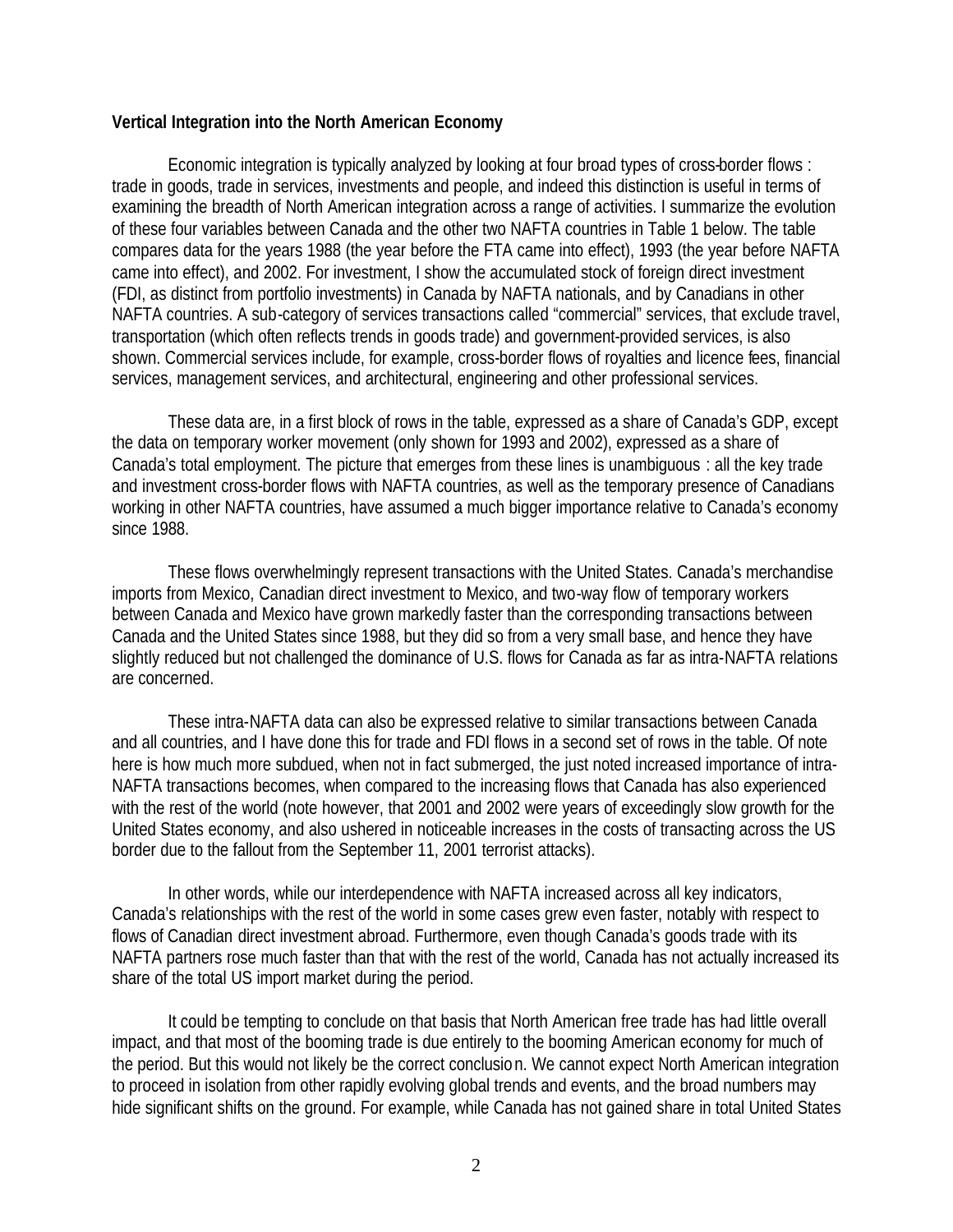**Vertical Integration into the North American Economy**

Economic integration is typically analyzed by looking at four broad types of cross-border flows : trade in goods, trade in services, investments and people, and indeed this distinction is useful in terms of examining the breadth of North American integration across a range of activities. I summarize the evolution of these four variables between Canada and the other two NAFTA countries in Table 1 below. The table compares data for the years 1988 (the year before the FTA came into effect), 1993 (the year before NAFTA came into effect), and 2002. For investment, I show the accumulated stock of foreign direct investment (FDI, as distinct from portfolio investments) in Canada by NAFTA nationals, and by Canadians in other NAFTA countries. A sub-category of services transactions called "commercial" services, that exclude travel, transportation (which often reflects trends in goods trade) and government-provided services, is also shown. Commercial services include, for example, cross-border flows of royalties and licence fees, financial services, management services, and architectural, engineering and other professional services.

These data are, in a first block of rows in the table, expressed as a share of Canada's GDP, except the data on temporary worker movement (only shown for 1993 and 2002), expressed as a share of Canada's total employment. The picture that emerges from these lines is unambiguous : all the key trade and investment cross-border flows with NAFTA countries, as well as the temporary presence of Canadians working in other NAFTA countries, have assumed a much bigger importance relative to Canada's economy since 1988.

These flows overwhelmingly represent transactions with the United States. Canada's merchandise imports from Mexico, Canadian direct investment to Mexico, and two-way flow of temporary workers between Canada and Mexico have grown markedly faster than the corresponding transactions between Canada and the United States since 1988, but they did so from a very small base, and hence they have slightly reduced but not challenged the dominance of U.S. flows for Canada as far as intra-NAFTA relations are concerned.

These intra-NAFTA data can also be expressed relative to similar transactions between Canada and all countries, and I have done this for trade and FDI flows in a second set of rows in the table. Of note here is how much more subdued, when not in fact submerged, the just noted increased importance of intra-NAFTA transactions becomes, when compared to the increasing flows that Canada has also experienced with the rest of the world (note however, that 2001 and 2002 were years of exceedingly slow growth for the United States economy, and also ushered in noticeable increases in the costs of transacting across the US border due to the fallout from the September 11, 2001 terrorist attacks).

In other words, while our interdependence with NAFTA increased across all key indicators, Canada's relationships with the rest of the world in some cases grew even faster, notably with respect to flows of Canadian direct investment abroad. Furthermore, even though Canada's goods trade with its NAFTA partners rose much faster than that with the rest of the world, Canada has not actually increased its share of the total US import market during the period.

It could be tempting to conclude on that basis that North American free trade has had little overall impact, and that most of the booming trade is due entirely to the booming American economy for much of the period. But this would not likely be the correct conclusion. We cannot expect North American integration to proceed in isolation from other rapidly evolving global trends and events, and the broad numbers may hide significant shifts on the ground. For example, while Canada has not gained share in total United States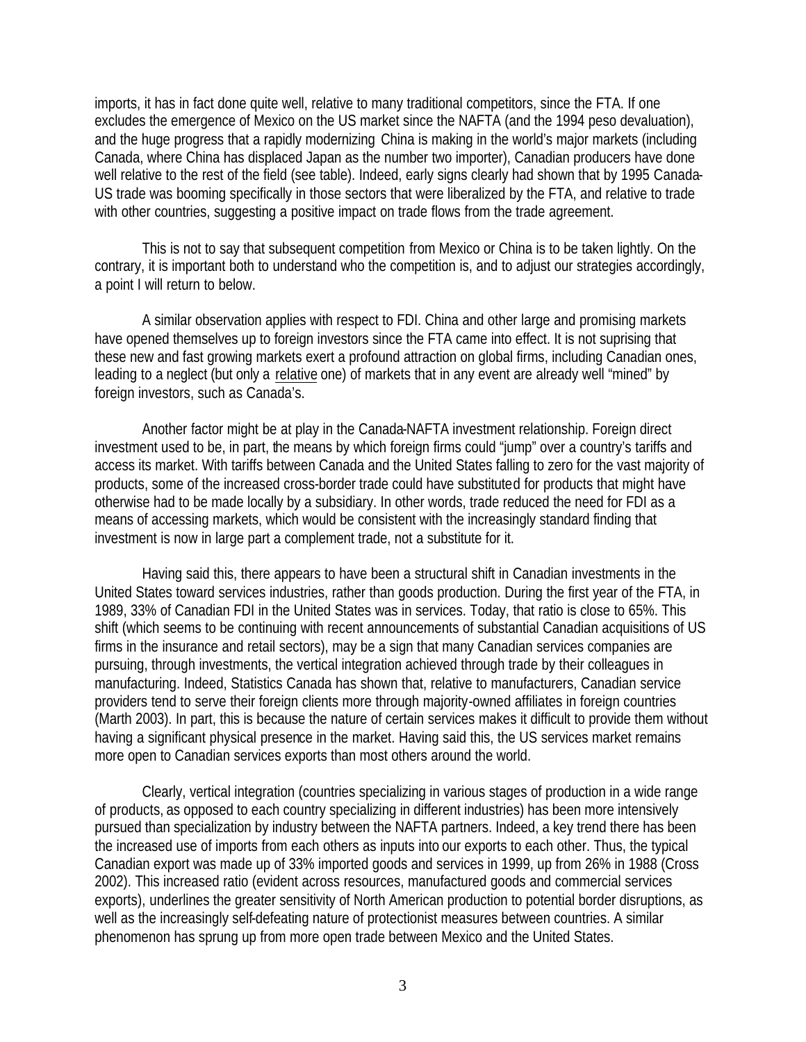imports, it has in fact done quite well, relative to many traditional competitors, since the FTA. If one excludes the emergence of Mexico on the US market since the NAFTA (and the 1994 peso devaluation), and the huge progress that a rapidly modernizing China is making in the world's major markets (including Canada, where China has displaced Japan as the number two importer), Canadian producers have done well relative to the rest of the field (see table). Indeed, early signs clearly had shown that by 1995 Canada-US trade was booming specifically in those sectors that were liberalized by the FTA, and relative to trade with other countries, suggesting a positive impact on trade flows from the trade agreement.

This is not to say that subsequent competition from Mexico or China is to be taken lightly. On the contrary, it is important both to understand who the competition is, and to adjust our strategies accordingly, a point I will return to below.

A similar observation applies with respect to FDI. China and other large and promising markets have opened themselves up to foreign investors since the FTA came into effect. It is not suprising that these new and fast growing markets exert a profound attraction on global firms, including Canadian ones, leading to a neglect (but only a relative one) of markets that in any event are already well "mined" by foreign investors, such as Canada's.

Another factor might be at play in the Canada-NAFTA investment relationship. Foreign direct investment used to be, in part, the means by which foreign firms could "jump" over a country's tariffs and access its market. With tariffs between Canada and the United States falling to zero for the vast majority of products, some of the increased cross-border trade could have substituted for products that might have otherwise had to be made locally by a subsidiary. In other words, trade reduced the need for FDI as a means of accessing markets, which would be consistent with the increasingly standard finding that investment is now in large part a complement trade, not a substitute for it.

Having said this, there appears to have been a structural shift in Canadian investments in the United States toward services industries, rather than goods production. During the first year of the FTA, in 1989, 33% of Canadian FDI in the United States was in services. Today, that ratio is close to 65%. This shift (which seems to be continuing with recent announcements of substantial Canadian acquisitions of US firms in the insurance and retail sectors), may be a sign that many Canadian services companies are pursuing, through investments, the vertical integration achieved through trade by their colleagues in manufacturing. Indeed, Statistics Canada has shown that, relative to manufacturers, Canadian service providers tend to serve their foreign clients more through majority-owned affiliates in foreign countries (Marth 2003). In part, this is because the nature of certain services makes it difficult to provide them without having a significant physical presence in the market. Having said this, the US services market remains more open to Canadian services exports than most others around the world.

Clearly, vertical integration (countries specializing in various stages of production in a wide range of products, as opposed to each country specializing in different industries) has been more intensively pursued than specialization by industry between the NAFTA partners. Indeed, a key trend there has been the increased use of imports from each others as inputs into our exports to each other. Thus, the typical Canadian export was made up of 33% imported goods and services in 1999, up from 26% in 1988 (Cross 2002). This increased ratio (evident across resources, manufactured goods and commercial services exports), underlines the greater sensitivity of North American production to potential border disruptions, as well as the increasingly self-defeating nature of protectionist measures between countries. A similar phenomenon has sprung up from more open trade between Mexico and the United States.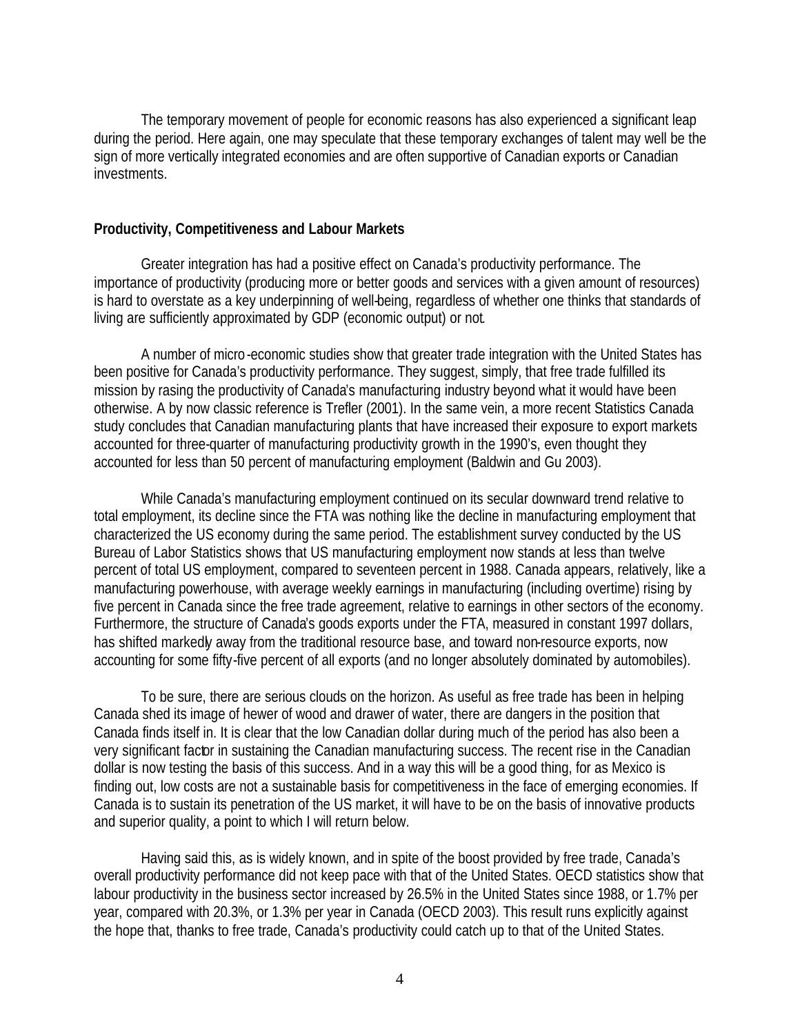The temporary movement of people for economic reasons has also experienced a significant leap during the period. Here again, one may speculate that these temporary exchanges of talent may well be the sign of more vertically integrated economies and are often supportive of Canadian exports or Canadian investments.

**Productivity, Competitiveness and Labour Markets**

Greater integration has had a positive effect on Canada's productivity performance. The importance of productivity (producing more or better goods and services with a given amount of resources) is hard to overstate as a key underpinning of well-being, regardless of whether one thinks that standards of living are sufficiently approximated by GDP (economic output) or not.

A number of micro-economic studies show that greater trade integration with the United States has been positive for Canada's productivity performance. They suggest, simply, that free trade fulfilled its mission by rasing the productivity of Canada's manufacturing industry beyond what it would have been otherwise. A by now classic reference is Trefler (2001). In the same vein, a more recent Statistics Canada study concludes that Canadian manufacturing plants that have increased their exposure to export markets accounted for three-quarter of manufacturing productivity growth in the 1990's, even thought they accounted for less than 50 percent of manufacturing employment (Baldwin and Gu 2003).

While Canada's manufacturing employment continued on its secular downward trend relative to total employment, its decline since the FTA was nothing like the decline in manufacturing employment that characterized the US economy during the same period. The establishment survey conducted by the US Bureau of Labor Statistics shows that US manufacturing employment now stands at less than twelve percent of total US employment, compared to seventeen percent in 1988. Canada appears, relatively, like a manufacturing powerhouse, with average weekly earnings in manufacturing (including overtime) rising by five percent in Canada since the free trade agreement, relative to earnings in other sectors of the economy. Furthermore, the structure of Canada's goods exports under the FTA, measured in constant 1997 dollars, has shifted markedly away from the traditional resource base, and toward non-resource exports, now accounting for some fifty-five percent of all exports (and no longer absolutely dominated by automobiles).

To be sure, there are serious clouds on the horizon. As useful as free trade has been in helping Canada shed its image of hewer of wood and drawer of water, there are dangers in the position that Canada finds itself in. It is clear that the low Canadian dollar during much of the period has also been a very significant factor in sustaining the Canadian manufacturing success. The recent rise in the Canadian dollar is now testing the basis of this success. And in a way this will be a good thing, for as Mexico is finding out, low costs are not a sustainable basis for competitiveness in the face of emerging economies. If Canada is to sustain its penetration of the US market, it will have to be on the basis of innovative products and superior quality, a point to which I will return below.

Having said this, as is widely known, and in spite of the boost provided by free trade, Canada's overall productivity performance did not keep pace with that of the United States. OECD statistics show that labour productivity in the business sector increased by 26.5% in the United States since 1988, or 1.7% per year, compared with 20.3%, or 1.3% per year in Canada (OECD 2003). This result runs explicitly against the hope that, thanks to free trade, Canada's productivity could catch up to that of the United States.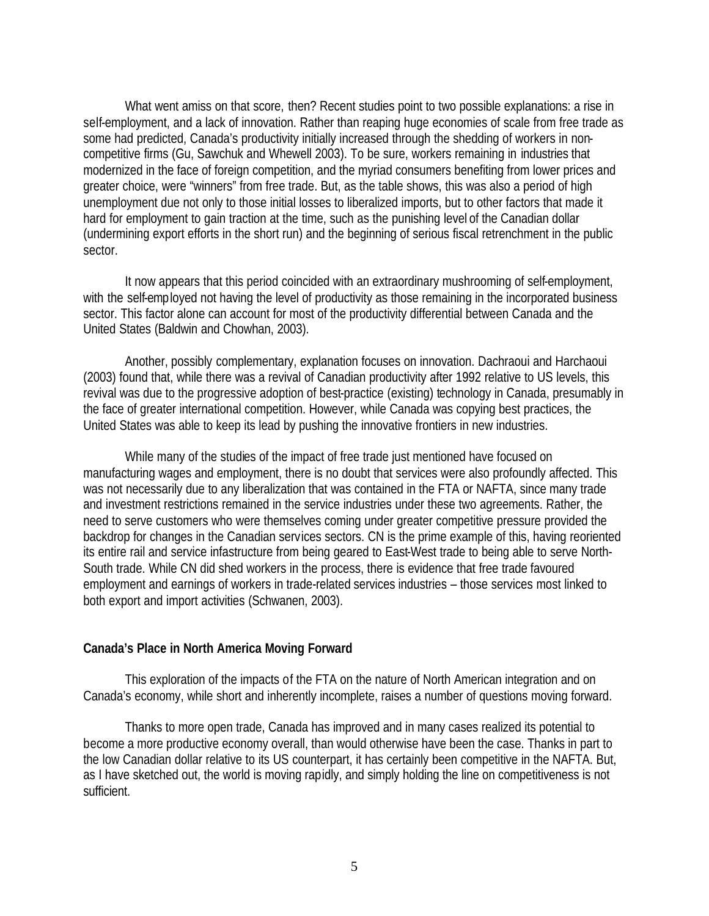What went amiss on that score, then? Recent studies point to two possible explanations: a rise in self-employment, and a lack of innovation. Rather than reaping huge economies of scale from free trade as some had predicted, Canada's productivity initially increased through the shedding of workers in non-competitive firms (Gu, Sawchuk and Whewell 2003). To be sure, workers remaining in industries that modernized in the face of foreign competition, and the myriad consumers benefiting from lower prices and greater choice, were "winners" from free trade. But, as the table shows, this was also a period of high unemployment due not only to those initial losses to liberalized imports, but to other factors that made it hard for employment to gain traction at the time, such as the punishing level of the Canadian dollar (undermining export efforts in the short run) and the beginning of serious fiscal retrenchment in the public sector.

It now appears that this period coincided with an extraordinary mushrooming of self-employment, with the self-employed not having the level of productivity as those remaining in the incorporated business sector. This factor alone can account for most of the productivity differential between Canada and the United States (Baldwin and Chowhan, 2003).

Another, possibly complementary, explanation focuses on innovation. Dachraoui and Harchaoui (2003) found that, while there was a revival of Canadian productivity after 1992 relative to US levels, this revival was due to the progressive adoption of best-practice (existing) technology in Canada, presumably in the face of greater international competition. However, while Canada was copying best practices, the United States was able to keep its lead by pushing the innovative frontiers in new industries.

While many of the studies of the impact of free trade just mentioned have focused on manufacturing wages and employment, there is no doubt that services were also profoundly affected. This was not necessarily due to any liberalization that was contained in the FTA or NAFTA, since many trade and investment restrictions remained in the service industries under these two agreements. Rather, the need to serve customers who were themselves coming under greater competitive pressure provided the backdrop for changes in the Canadian services sectors. CN is the prime example of this, having reoriented its entire rail and service infastructure from being geared to East-West trade to being able to serve North-South trade. While CN did shed workers in the process, there is evidence that free trade favoured employment and earnings of workers in trade-related services industries – those services most linked to both export and import activities (Schwanen, 2003).

**Canada's Place in North America Moving Forward**

This exploration of the impacts of the FTA on the nature of North American integration and on Canada's economy, while short and inherently incomplete, raises a number of questions moving forward.

Thanks to more open trade, Canada has improved and in many cases realized its potential to become a more productive economy overall, than would otherwise have been the case. Thanks in part to the low Canadian dollar relative to its US counterpart, it has certainly been competitive in the NAFTA. But, as I have sketched out, the world is moving rapidly, and simply holding the line on competitiveness is not sufficient.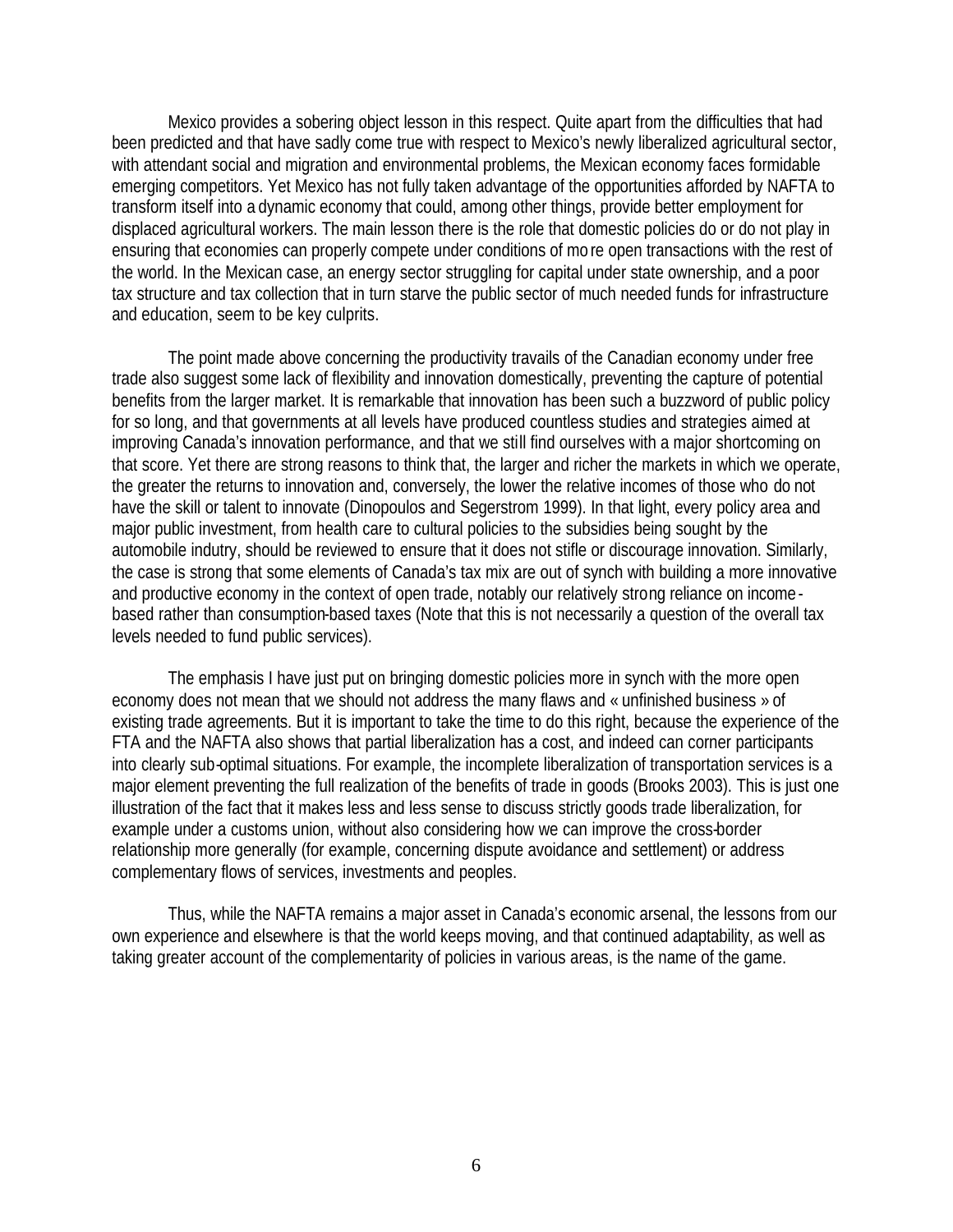Mexico provides a sobering object lesson in this respect. Quite apart from the difficulties that had been predicted and that have sadly come true with respect to Mexico's newly liberalized agricultural sector, with attendant social and migration and environmental problems, the Mexican economy faces formidable emerging competitors. Yet Mexico has not fully taken advantage of the opportunities afforded by NAFTA to transform itself into a dynamic economy that could, among other things, provide better employment for displaced agricultural workers. The main lesson there is the role that domestic policies do or do not play in ensuring that economies can properly compete under conditions of more open transactions with the rest of the world. In the Mexican case, an energy sector struggling for capital under state ownership, and a poor tax structure and tax collection that in turn starve the public sector of much needed funds for infrastructure and education, seem to be key culprits.

The point made above concerning the productivity travails of the Canadian economy under free trade also suggest some lack of flexibility and innovation domestically, preventing the capture of potential benefits from the larger market. It is remarkable that innovation has been such a buzzword of public policy for so long, and that governments at all levels have produced countless studies and strategies aimed at improving Canada's innovation performance, and that we still find ourselves with a major shortcoming on that score. Yet there are strong reasons to think that, the larger and richer the markets in which we operate, the greater the returns to innovation and, conversely, the lower the relative incomes of those who do not have the skill or talent to innovate (Dinopoulos and Segerstrom 1999). In that light, every policy area and major public investment, from health care to cultural policies to the subsidies being sought by the automobile indutry, should be reviewed to ensure that it does not stifle or discourage innovation. Similarly, the case is strong that some elements of Canada's tax mix are out of synch with building a more innovative and productive economy in the context of open trade, notably our relatively strong reliance on income-based rather than consumption-based taxes (Note that this is not necessarily a question of the overall tax levels needed to fund public services).

The emphasis I have just put on bringing domestic policies more in synch with the more open economy does not mean that we should not address the many flaws and « unfinished business » of existing trade agreements. But it is important to take the time to do this right, because the experience of the FTA and the NAFTA also shows that partial liberalization has a cost, and indeed can corner participants into clearly sub-optimal situations. For example, the incomplete liberalization of transportation services is a major element preventing the full realization of the benefits of trade in goods (Brooks 2003). This is just one illustration of the fact that it makes less and less sense to discuss strictly goods trade liberalization, for example under a customs union, without also considering how we can improve the cross-border relationship more generally (for example, concerning dispute avoidance and settlement) or address complementary flows of services, investments and peoples.

Thus, while the NAFTA remains a major asset in Canada's economic arsenal, the lessons from our own experience and elsewhere is that the world keeps moving, and that continued adaptability, as well as taking greater account of the complementarity of policies in various areas, is the name of the game.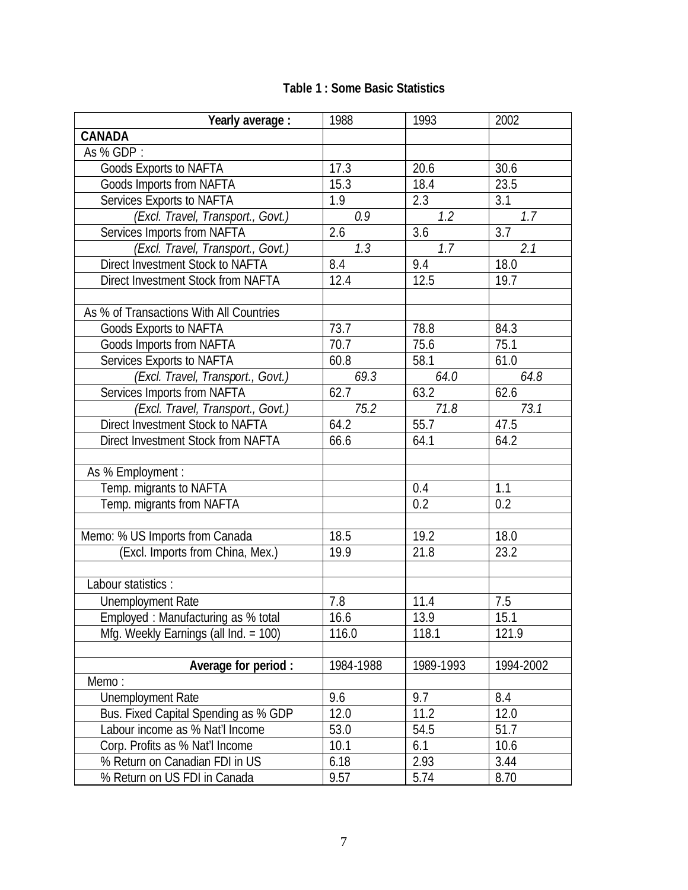**Table 1 : Some Basic Statistics**

| Yearly average : | 1988 | 1993 | 2002 |
|---|---|---|---|
| **CANADA** | | | |
| As % GDP : | | | |
| Goods Exports to NAFTA | 17.3 | 20.6 | 30.6 |
| Goods Imports from NAFTA | 15.3 | 18.4 | 23.5 |
| Services Exports to NAFTA | 1.9 | 2.3 | 3.1 |
| *(Excl. Travel, Transport., Govt.)* | *0.9* | *1.2* | *1.7* |
| Services Imports from NAFTA | 2.6 | 3.6 | 3.7 |
| *(Excl. Travel, Transport., Govt.)* | *1.3* | *1.7* | *2.1* |
| Direct Investment Stock to NAFTA | 8.4 | 9.4 | 18.0 |
| Direct Investment Stock from NAFTA | 12.4 | 12.5 | 19.7 |
| | | | |
| As % of Transactions With All Countries | | | |
| Goods Exports to NAFTA | 73.7 | 78.8 | 84.3 |
| Goods Imports from NAFTA | 70.7 | 75.6 | 75.1 |
| Services Exports to NAFTA | 60.8 | 58.1 | 61.0 |
| *(Excl. Travel, Transport., Govt.)* | *69.3* | *64.0* | *64.8* |
| Services Imports from NAFTA | 62.7 | 63.2 | 62.6 |
| *(Excl. Travel, Transport., Govt.)* | *75.2* | *71.8* | *73.1* |
| Direct Investment Stock to NAFTA | 64.2 | 55.7 | 47.5 |
| Direct Investment Stock from NAFTA | 66.6 | 64.1 | 64.2 |
| | | | |
| As % Employment : | | | |
| Temp. migrants to NAFTA | | 0.4 | 1.1 |
| Temp. migrants from NAFTA | | 0.2 | 0.2 |
| | | | |
| Memo: % US Imports from Canada | 18.5 | 19.2 | 18.0 |
| (Excl. Imports from China, Mex.) | 19.9 | 21.8 | 23.2 |
| | | | |
| Labour statistics : | | | |
| Unemployment Rate | 7.8 | 11.4 | 7.5 |
| Employed : Manufacturing as % total | 16.6 | 13.9 | 15.1 |
| Mfg. Weekly Earnings (all Ind. = 100) | 116.0 | 118.1 | 121.9 |
| | | | |
| **Average for period :** | 1984-1988 | 1989-1993 | 1994-2002 |
| Memo : | | | |
| Unemployment Rate | 9.6 | 9.7 | 8.4 |
| Bus. Fixed Capital Spending as % GDP | 12.0 | 11.2 | 12.0 |
| Labour income as % Nat'l Income | 53.0 | 54.5 | 51.7 |
| Corp. Profits as % Nat'l Income | 10.1 | 6.1 | 10.6 |
| % Return on Canadian FDI in US | 6.18 | 2.93 | 3.44 |
| % Return on US FDI in Canada | 9.57 | 5.74 | 8.70 |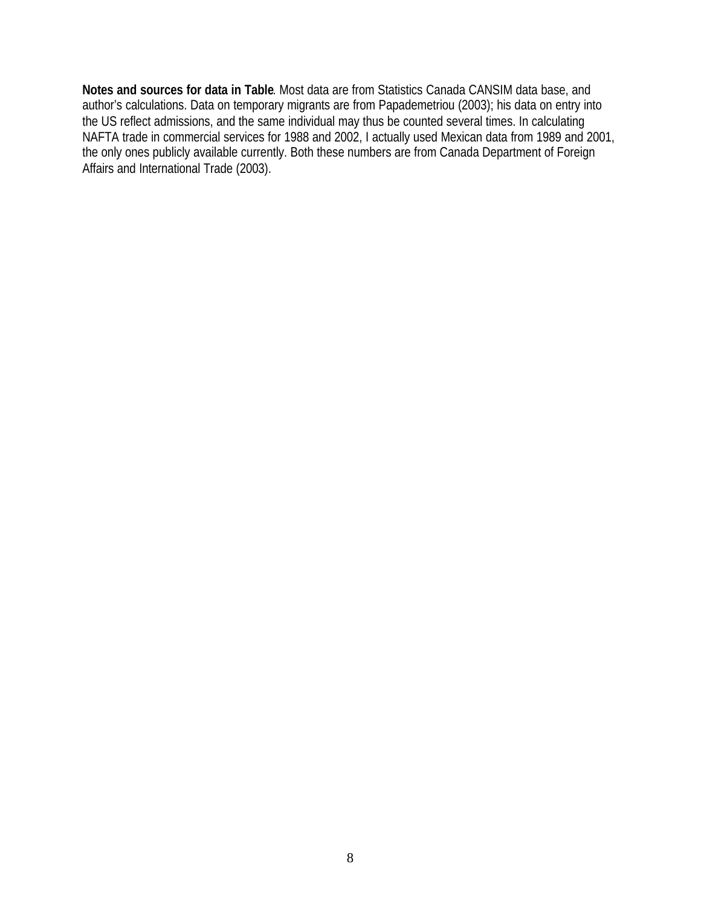**Notes and sources for data in Table**. Most data are from Statistics Canada CANSIM data base, and author's calculations. Data on temporary migrants are from Papademetriou (2003); his data on entry into the US reflect admissions, and the same individual may thus be counted several times. In calculating NAFTA trade in commercial services for 1988 and 2002, I actually used Mexican data from 1989 and 2001, the only ones publicly available currently. Both these numbers are from Canada Department of Foreign Affairs and International Trade (2003).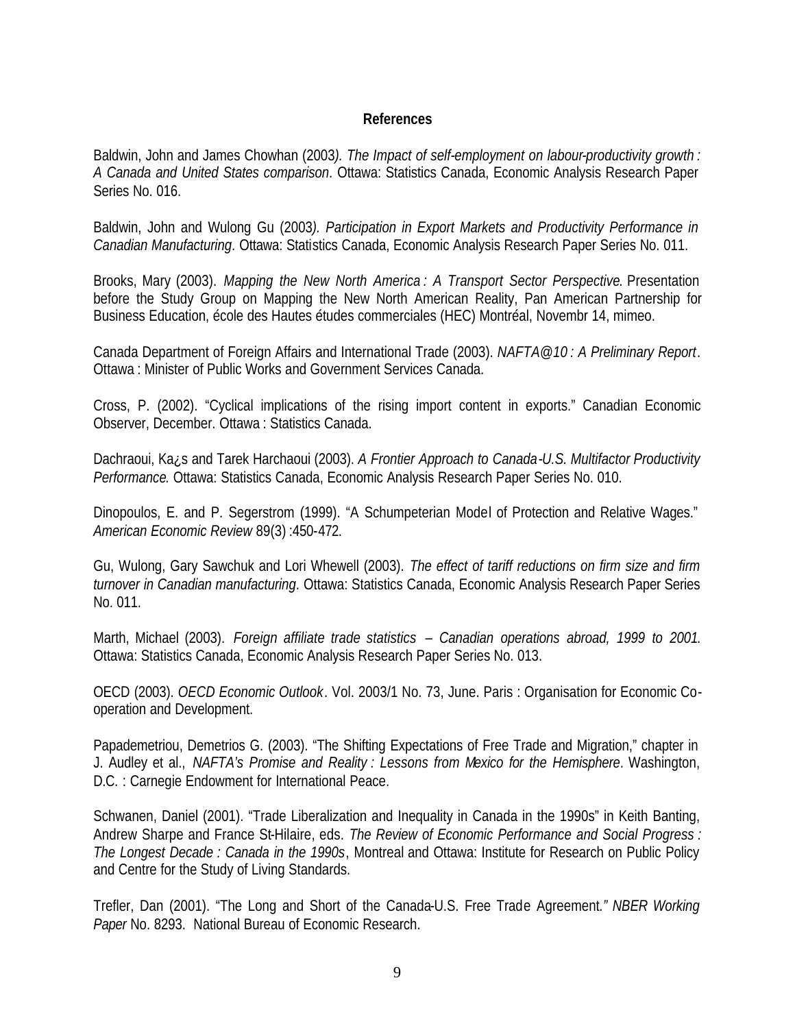## References

Baldwin, John and James Chowhan (2003*). The Impact of self-employment on labour-productivity growth : A Canada and United States comparison*. Ottawa: Statistics Canada, Economic Analysis Research Paper Series No. 016.

Baldwin, John and Wulong Gu (2003*). Participation in Export Markets and Productivity Performance in Canadian Manufacturing*. Ottawa: Statistics Canada, Economic Analysis Research Paper Series No. 011.

Brooks, Mary (2003). *Mapping the New North America : A Transport Sector Perspective*. Presentation before the Study Group on Mapping the New North American Reality, Pan American Partnership for Business Education, école des Hautes études commerciales (HEC) Montréal, Novembr 14, mimeo.

Canada Department of Foreign Affairs and International Trade (2003). *NAFTA@10 : A Preliminary Report*. Ottawa : Minister of Public Works and Government Services Canada.

Cross, P. (2002). "Cyclical implications of the rising import content in exports." Canadian Economic Observer, December. Ottawa : Statistics Canada.

Dachraoui, Ka¿s and Tarek Harchaoui (2003). *A Frontier Approach to Canada-U.S. Multifactor Productivity Performance*. Ottawa: Statistics Canada, Economic Analysis Research Paper Series No. 010.

Dinopoulos, E. and P. Segerstrom (1999). "A Schumpeterian Model of Protection and Relative Wages." *American Economic Review* 89(3) :450-472.

Gu, Wulong, Gary Sawchuk and Lori Whewell (2003). *The effect of tariff reductions on firm size and firm turnover in Canadian manufacturing*. Ottawa: Statistics Canada, Economic Analysis Research Paper Series No. 011.

Marth, Michael (2003). *Foreign affiliate trade statistics – Canadian operations abroad, 1999 to 2001*. Ottawa: Statistics Canada, Economic Analysis Research Paper Series No. 013.

OECD (2003). *OECD Economic Outlook*. Vol. 2003/1 No. 73, June. Paris : Organisation for Economic Co-operation and Development.

Papademetriou, Demetrios G. (2003). "The Shifting Expectations of Free Trade and Migration," chapter in J. Audley et al., *NAFTA's Promise and Reality : Lessons from Mexico for the Hemisphere*. Washington, D.C. : Carnegie Endowment for International Peace.

Schwanen, Daniel (2001). "Trade Liberalization and Inequality in Canada in the 1990s" in Keith Banting, Andrew Sharpe and France St-Hilaire, eds. *The Review of Economic Performance and Social Progress : The Longest Decade : Canada in the 1990s*, Montreal and Ottawa: Institute for Research on Public Policy and Centre for the Study of Living Standards.

Trefler, Dan (2001). "The Long and Short of the Canada-U.S. Free Trade Agreement*." NBER Working Paper* No. 8293. National Bureau of Economic Research.